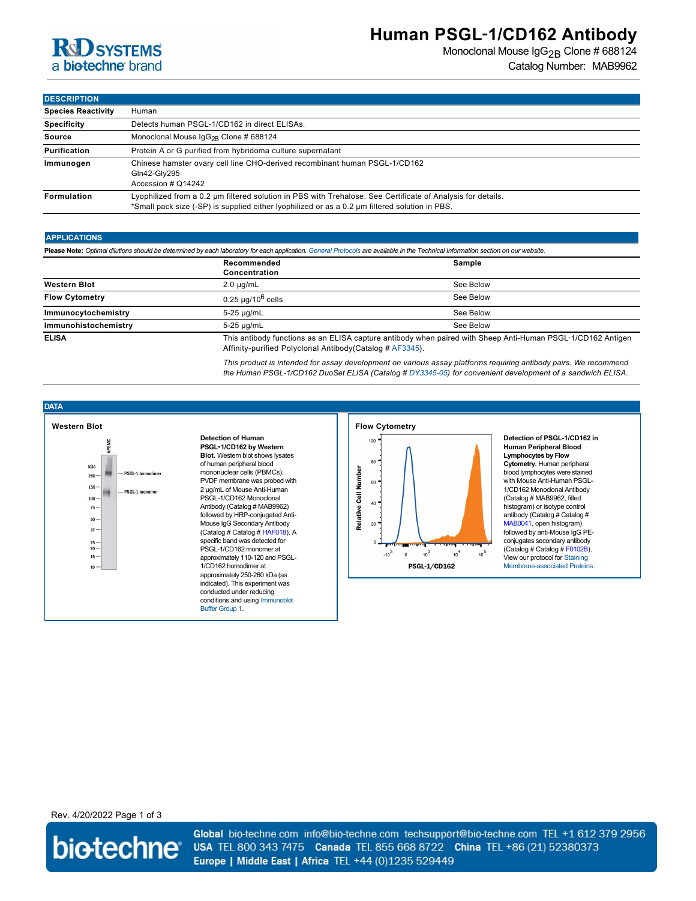# Human PSGL-1/CD162 Antibody

Monoclonal Mouse $IgG_{2B}$ Clone # 688124

Catalog Number: MAB9962

## DESCRIPTION

| | |
|---|---|
| **Species Reactivity** | Human |
| **Specificity** | Detects human PSGL-1/CD162 in direct ELISAs. |
| **Source** | Monoclonal Mouse $IgG_{2B}$ Clone # 688124 |
| **Purification** | Protein A or G purified from hybridoma culture supernatant |
| **Immunogen** | Chinese hamster ovary cell line CHO-derived recombinant human PSGL-1/CD162 Gln42-Gly295 Accession # Q14242 |
| **Formulation** | Lyophilized from a 0.2 μm filtered solution in PBS with Trehalose. See Certificate of Analysis for details. *Small pack size (-SP) is supplied either lyophilized or as a 0.2 μm filtered solution in PBS. |

## APPLICATIONS

**Please Note:** *Optimal dilutions should be determined by each laboratory for each application. General Protocols are available in the Technical Information section on our website.*

| | Recommended Concentration | Sample |
|---|---|---|
| **Western Blot** | 2.0 µg/mL | See Below |
| **Flow Cytometry** | 0.25 µg/$10^6$ cells | See Below |
| **Immunocytochemistry** | 5-25 µg/mL | See Below |
| **Immunohistochemistry** | 5-25 µg/mL | See Below |
| **ELISA** | This antibody functions as an ELISA capture antibody when paired with Sheep Anti-Human PSGL-1/CD162 Antigen Affinity-purified Polyclonal Antibody(Catalog # AF3345). | |

*This product is intended for assay development on various assay platforms requiring antibody pairs. We recommend the Human PSGL-1/CD162 DuoSet ELISA (Catalog # DY3345-05) for convenient development of a sandwich ELISA.*

## DATA

### Western Blot

**Detection of Human PSGL-1/CD162 by Western Blot.** Western blot shows lysates of human peripheral blood mononuclear cells (PBMCs). PVDF membrane was probed with 2 µg/mL of Mouse Anti-Human PSGL-1/CD162 Monoclonal Antibody (Catalog # MAB9962) followed by HRP-conjugated Anti-Mouse IgG Secondary Antibody (Catalog # Catalog # HAF018). A specific band was detected for PSGL-1/CD162 monomer at approximately 110-120 and PSGL-1/CD162 homodimer at approximately 250-260 kDa (as indicated). This experiment was conducted under reducing conditions and using Immunoblot Buffer Group 1.

### Flow Cytometry

**Detection of PSGL-1/CD162 in Human Peripheral Blood Lymphocytes by Flow Cytometry.** Human peripheral blood lymphocytes were stained with Mouse Anti-Human PSGL-1/CD162 Monoclonal Antibody (Catalog # MAB9962, filled histogram) or isotype control antibody (Catalog # Catalog # MAB0041, open histogram) followed by anti-Mouse IgG PE-conjugates secondary antibody (Catalog # Catalog # F0102B). View our protocol for Staining Membrane-associated Proteins.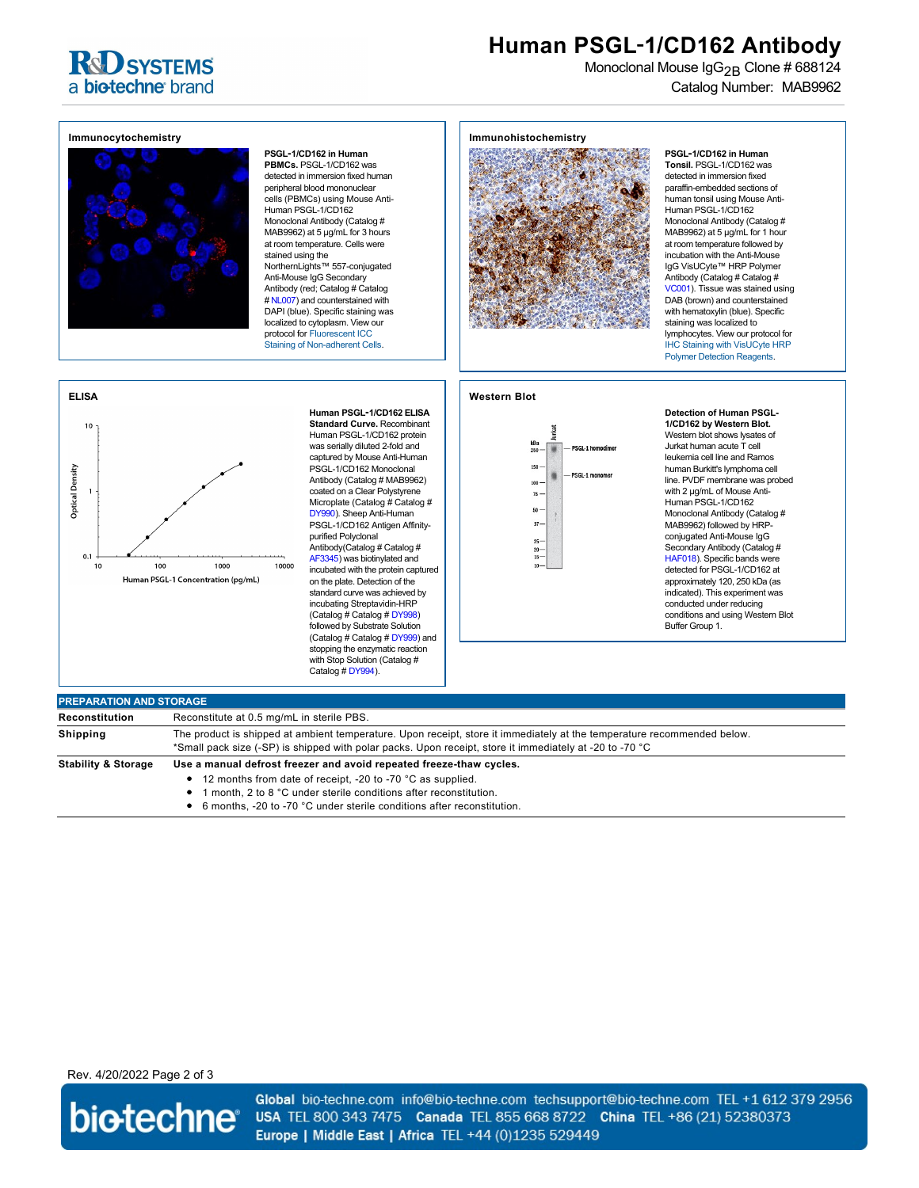# Human PSGL-1/CD162 Antibody

Monoclonal Mouse $IgG_{2B}$ Clone # 688124

Catalog Number: MAB9962

## Immunocytochemistry

**PSGL-1/CD162 in Human PBMCs.** PSGL-1/CD162 was detected in immersion fixed human peripheral blood mononuclear cells (PBMCs) using Mouse Anti-Human PSGL-1/CD162 Monoclonal Antibody (Catalog # MAB9962) at 5 µg/mL for 3 hours at room temperature. Cells were stained using the NorthernLights™ 557-conjugated Anti-Mouse IgG Secondary Antibody (red; Catalog # Catalog # NL007) and counterstained with DAPI (blue). Specific staining was localized to cytoplasm. View our protocol for Fluorescent ICC Staining of Non-adherent Cells.

## Immunohistochemistry

**PSGL-1/CD162 in Human Tonsil.** PSGL-1/CD162 was detected in immersion fixed paraffin-embedded sections of human tonsil using Mouse Anti-Human PSGL-1/CD162 Monoclonal Antibody (Catalog # MAB9962) at 5 µg/mL for 1 hour at room temperature followed by incubation with the Anti-Mouse IgG VisUCyte™ HRP Polymer Antibody (Catalog # Catalog # VC001). Tissue was stained using DAB (brown) and counterstained with hematoxylin (blue). Specific staining was localized to lymphocytes. View our protocol for IHC Staining with VisUCyte HRP Polymer Detection Reagents.

## ELISA

**Human PSGL-1/CD162 ELISA Standard Curve.** Recombinant Human PSGL-1/CD162 protein was serially diluted 2-fold and captured by Mouse Anti-Human PSGL-1/CD162 Monoclonal Antibody (Catalog # MAB9962) coated on a Clear Polystyrene Microplate (Catalog # Catalog # DY990). Sheep Anti-Human PSGL-1/CD162 Antigen Affinity-purified Polyclonal Antibody(Catalog # Catalog # AF3345) was biotinylated and incubated with the protein captured on the plate. Detection of the standard curve was achieved by incubating Streptavidin-HRP (Catalog # Catalog # DY998) followed by Substrate Solution (Catalog # Catalog # DY999) and stopping the enzymatic reaction with Stop Solution (Catalog # Catalog # DY994).

## Western Blot

**Detection of Human PSGL-1/CD162 by Western Blot.** Western blot shows lysates of Jurkat human acute T cell leukemia cell line and Ramos human Burkitt's lymphoma cell line. PVDF membrane was probed with 2 µg/mL of Mouse Anti-Human PSGL-1/CD162 Monoclonal Antibody (Catalog # MAB9962) followed by HRP-conjugated Anti-Mouse IgG Secondary Antibody (Catalog # HAF018). Specific bands were detected for PSGL-1/CD162 at approximately 120, 250 kDa (as indicated). This experiment was conducted under reducing conditions and using Western Blot Buffer Group 1.

## PREPARATION AND STORAGE

| | |
|---|---|
| **Reconstitution** | Reconstitute at 0.5 mg/mL in sterile PBS. |
| **Shipping** | The product is shipped at ambient temperature. Upon receipt, store it immediately at the temperature recommended below. *Small pack size (-SP) is shipped with polar packs. Upon receipt, store it immediately at -20 to -70 °C |
| **Stability & Storage** | **Use a manual defrost freezer and avoid repeated freeze-thaw cycles.** • 12 months from date of receipt, -20 to -70 °C as supplied. • 1 month, 2 to 8 °C under sterile conditions after reconstitution. • 6 months, -20 to -70 °C under sterile conditions after reconstitution. |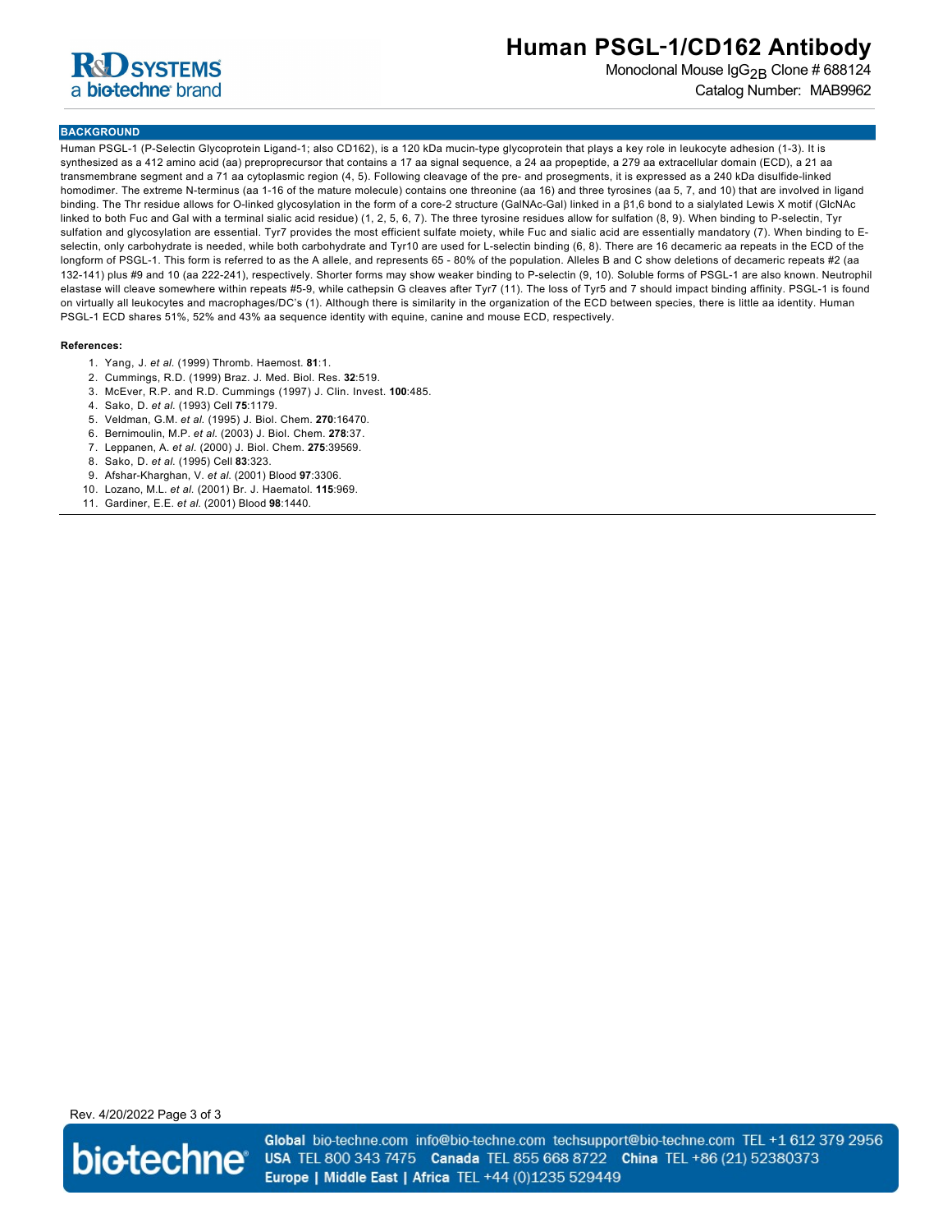# Human PSGL-1/CD162 Antibody

Monoclonal Mouse $IgG_{2B}$ Clone # 688124

Catalog Number: MAB9962

## BACKGROUND

Human PSGL-1 (P-Selectin Glycoprotein Ligand-1; also CD162), is a 120 kDa mucin-type glycoprotein that plays a key role in leukocyte adhesion (1-3). It is synthesized as a 412 amino acid (aa) preproprecursor that contains a 17 aa signal sequence, a 24 aa propeptide, a 279 aa extracellular domain (ECD), a 21 aa transmembrane segment and a 71 aa cytoplasmic region (4, 5). Following cleavage of the pre- and prosegments, it is expressed as a 240 kDa disulfide-linked homodimer. The extreme N-terminus (aa 1-16 of the mature molecule) contains one threonine (aa 16) and three tyrosines (aa 5, 7, and 10) that are involved in ligand binding. The Thr residue allows for O-linked glycosylation in the form of a core-2 structure (GalNAc-Gal) linked in a β1,6 bond to a sialylated Lewis X motif (GlcNAc linked to both Fuc and Gal with a terminal sialic acid residue) (1, 2, 5, 6, 7). The three tyrosine residues allow for sulfation (8, 9). When binding to P-selectin, Tyr sulfation and glycosylation are essential. Tyr7 provides the most efficient sulfate moiety, while Fuc and sialic acid are essentially mandatory (7). When binding to E-selectin, only carbohydrate is needed, while both carbohydrate and Tyr10 are used for L-selectin binding (6, 8). There are 16 decameric aa repeats in the ECD of the longform of PSGL-1. This form is referred to as the A allele, and represents 65 - 80% of the population. Alleles B and C show deletions of decameric repeats #2 (aa 132-141) plus #9 and 10 (aa 222-241), respectively. Shorter forms may show weaker binding to P-selectin (9, 10). Soluble forms of PSGL-1 are also known. Neutrophil elastase will cleave somewhere within repeats #5-9, while cathepsin G cleaves after Tyr7 (11). The loss of Tyr5 and 7 should impact binding affinity. PSGL-1 is found on virtually all leukocytes and macrophages/DC's (1). Although there is similarity in the organization of the ECD between species, there is little aa identity. Human PSGL-1 ECD shares 51%, 52% and 43% aa sequence identity with equine, canine and mouse ECD, respectively.

**References:**

1. Yang, J. *et al.* (1999) Thromb. Haemost. **81**:1.
2. Cummings, R.D. (1999) Braz. J. Med. Biol. Res. **32**:519.
3. McEver, R.P. and R.D. Cummings (1997) J. Clin. Invest. **100**:485.
4. Sako, D. *et al.* (1993) Cell **75**:1179.
5. Veldman, G.M. *et al.* (1995) J. Biol. Chem. **270**:16470.
6. Bernimoulin, M.P. *et al.* (2003) J. Biol. Chem. **278**:37.
7. Leppanen, A. *et al.* (2000) J. Biol. Chem. **275**:39569.
8. Sako, D. *et al.* (1995) Cell **83**:323.
9. Afshar-Kharghan, V. *et al.* (2001) Blood **97**:3306.
10. Lozano, M.L. *et al.* (2001) Br. J. Haematol. **115**:969.
11. Gardiner, E.E. *et al.* (2001) Blood **98**:1440.

Rev. 4/20/2022

**Global** bio-techne.com info@bio-techne.com techsupport@bio-techne.com TEL +1 612 379 2956
**USA** TEL 800 343 7475 **Canada** TEL 855 668 8722 **China** TEL +86 (21) 52380373
**Europe | Middle East | Africa** TEL +44 (0)1235 529449